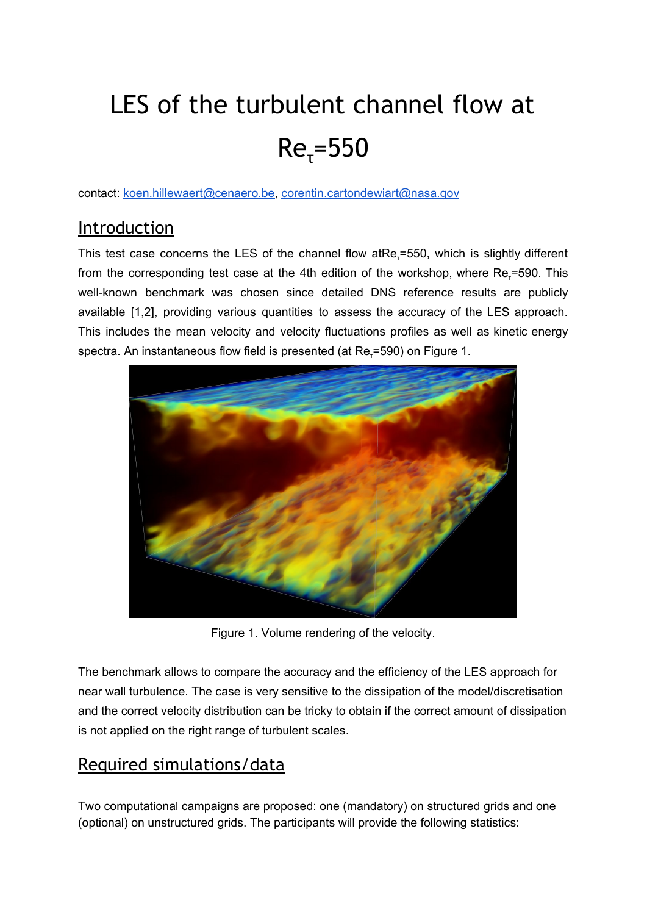# LES of the turbulent channel flow at $Re_\tau$=550

contact: koen.hillewaert@cenaero.be, corentin.cartondewiart@nasa.gov

## Introduction

This test case concerns the LES of the channel flow at$Re_\tau$=550, which is slightly different from the corresponding test case at the 4th edition of the workshop, where $Re_\tau$=590. This well-known benchmark was chosen since detailed DNS reference results are publicly available [1,2], providing various quantities to assess the accuracy of the LES approach. This includes the mean velocity and velocity fluctuations profiles as well as kinetic energy spectra. An instantaneous flow field is presented (at $Re_\tau$=590) on Figure 1.

Figure 1. Volume rendering of the velocity.

The benchmark allows to compare the accuracy and the efficiency of the LES approach for near wall turbulence. The case is very sensitive to the dissipation of the model/discretisation and the correct velocity distribution can be tricky to obtain if the correct amount of dissipation is not applied on the right range of turbulent scales.

## Required simulations/data

Two computational campaigns are proposed: one (mandatory) on structured grids and one (optional) on unstructured grids. The participants will provide the following statistics: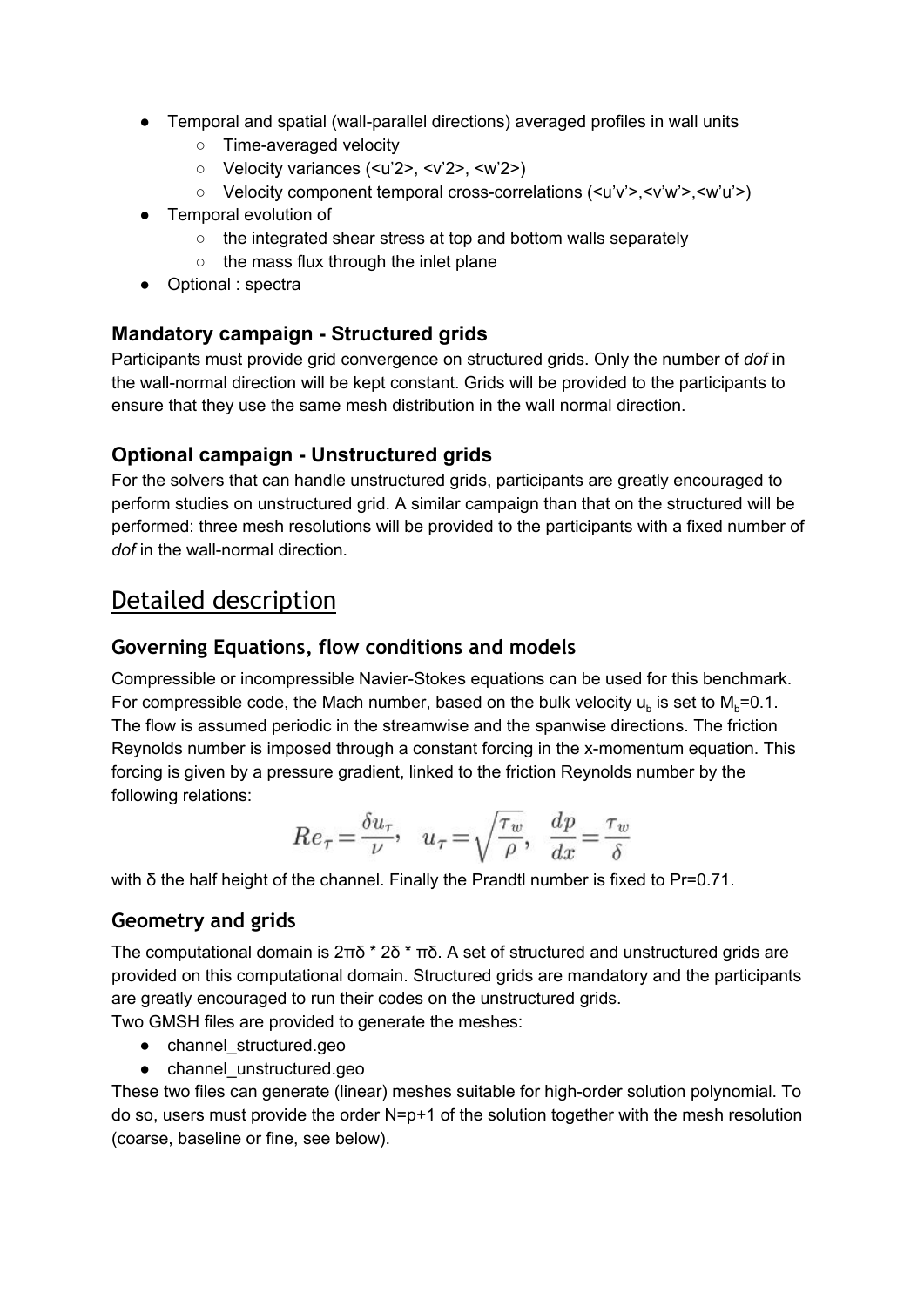- Temporal and spatial (wall-parallel directions) averaged profiles in wall units
  - Time-averaged velocity
  - Velocity variances (<u'2>, <v'2>, <w'2>)
  - Velocity component temporal cross-correlations (<u'v'>,<v'w'>,<w'u'>)
- Temporal evolution of
  - the integrated shear stress at top and bottom walls separately
  - the mass flux through the inlet plane
- Optional : spectra

### Mandatory campaign - Structured grids

Participants must provide grid convergence on structured grids. Only the number of *dof* in the wall-normal direction will be kept constant. Grids will be provided to the participants to ensure that they use the same mesh distribution in the wall normal direction.

### Optional campaign - Unstructured grids

For the solvers that can handle unstructured grids, participants are greatly encouraged to perform studies on unstructured grid. A similar campaign than that on the structured will be performed: three mesh resolutions will be provided to the participants with a fixed number of *dof* in the wall-normal direction.

## Detailed description

### Governing Equations, flow conditions and models

Compressible or incompressible Navier-Stokes equations can be used for this benchmark. For compressible code, the Mach number, based on the bulk velocity $u_b$ is set to $M_b$=0.1. The flow is assumed periodic in the streamwise and the spanwise directions. The friction Reynolds number is imposed through a constant forcing in the x-momentum equation. This forcing is given by a pressure gradient, linked to the friction Reynolds number by the following relations:

$$Re_\tau = \frac{\delta u_\tau}{\nu}, \quad u_\tau = \sqrt{\frac{\tau_w}{\rho}}, \quad \frac{dp}{dx} = \frac{\tau_w}{\delta}$$

with δ the half height of the channel. Finally the Prandtl number is fixed to Pr=0.71.

### Geometry and grids

The computational domain is 2πδ * 2δ * πδ. A set of structured and unstructured grids are provided on this computational domain. Structured grids are mandatory and the participants are greatly encouraged to run their codes on the unstructured grids.

Two GMSH files are provided to generate the meshes:

- channel_structured.geo
- channel_unstructured.geo

These two files can generate (linear) meshes suitable for high-order solution polynomial. To do so, users must provide the order N=p+1 of the solution together with the mesh resolution (coarse, baseline or fine, see below).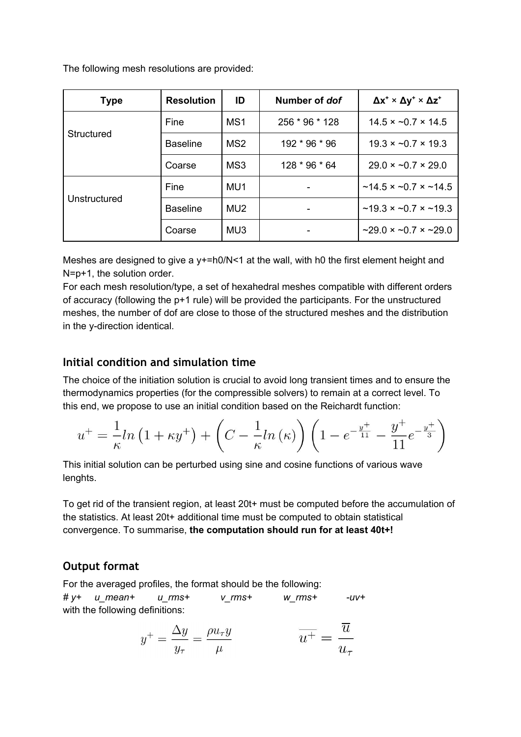The following mesh resolutions are provided:

| Type | Resolution | ID | Number of *dof* | $\Delta x^+ \times \Delta y^+ \times \Delta z^+$ |
|---|---|---|---|---|
| Structured | Fine | MS1 | 256 * 96 * 128 | 14.5 × ~0.7 × 14.5 |
| | Baseline | MS2 | 192 * 96 * 96 | 19.3 × ~0.7 × 19.3 |
| | Coarse | MS3 | 128 * 96 * 64 | 29.0 × ~0.7 × 29.0 |
| Unstructured | Fine | MU1 | - | ~14.5 × ~0.7 × ~14.5 |
| | Baseline | MU2 | - | ~19.3 × ~0.7 × ~19.3 |
| | Coarse | MU3 | - | ~29.0 × ~0.7 × ~29.0 |

Meshes are designed to give a $y+=h0/N<1$ at the wall, with h0 the first element height and N=p+1, the solution order.

For each mesh resolution/type, a set of hexahedral meshes compatible with different orders of accuracy (following the p+1 rule) will be provided the participants. For the unstructured meshes, the number of dof are close to those of the structured meshes and the distribution in the y-direction identical.

## Initial condition and simulation time

The choice of the initiation solution is crucial to avoid long transient times and to ensure the thermodynamics properties (for the compressible solvers) to remain at a correct level. To this end, we propose to use an initial condition based on the Reichardt function:

$$u^+ = \frac{1}{\kappa} ln\left(1 + \kappa y^+\right) + \left(C - \frac{1}{\kappa} ln\left(\kappa\right)\right)\left(1 - e^{-\frac{y^+}{11}} - \frac{y^+}{11} e^{-\frac{y^+}{3}}\right)$$

This initial solution can be perturbed using sine and cosine functions of various wave lenghts.

To get rid of the transient region, at least 20t+ must be computed before the accumulation of the statistics. At least 20t+ additional time must be computed to obtain statistical convergence. To summarise, **the computation should run for at least 40t+!**

## Output format

For the averaged profiles, the format should be the following:

*# y+ u_mean+ u_rms+ v_rms+ w_rms+ -uv+*

with the following definitions:

$$y^+ = \frac{\Delta y}{y_\tau} = \frac{\rho u_\tau y}{\mu} \qquad \overline{u^+} = \frac{\overline{u}}{u_\tau}$$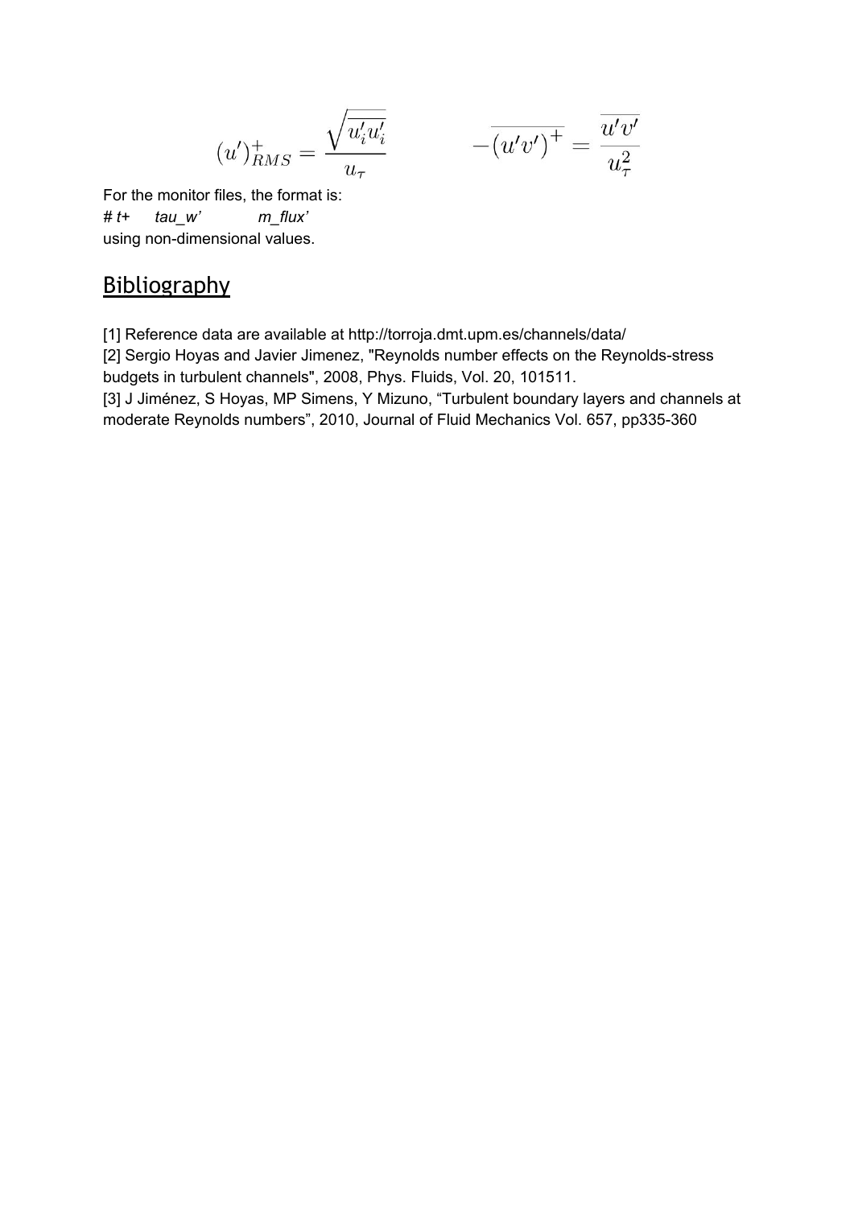$$(u')^{+}_{RMS} = \frac{\sqrt{\overline{u'_i u'_i}}}{u_\tau} \qquad\qquad -\overline{(u'v')^{+}} = \frac{\overline{u'v'}}{u_\tau^2}$$

For the monitor files, the format is:
*# t+ tau_w' m_flux'*
using non-dimensional values.

## Bibliography

[1] Reference data are available at http://torroja.dmt.upm.es/channels/data/
[2] Sergio Hoyas and Javier Jimenez, "Reynolds number effects on the Reynolds-stress budgets in turbulent channels", 2008, Phys. Fluids, Vol. 20, 101511.
[3] J Jiménez, S Hoyas, MP Simens, Y Mizuno, "Turbulent boundary layers and channels at moderate Reynolds numbers", 2010, Journal of Fluid Mechanics Vol. 657, pp335-360